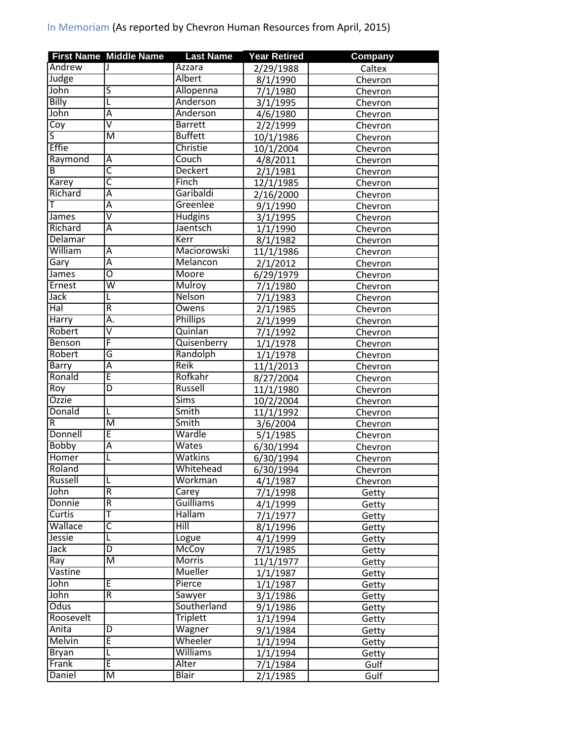In Memoriam (As reported by Chevron Human Resources from April, 2015)

| First Name | Middle Name | Last Name | Year Retired | Company |
|---|---|---|---|---|
| Andrew | J | Azzara | 2/29/1988 | Caltex |
| Judge | | Albert | 8/1/1990 | Chevron |
| John | S | Allopenna | 7/1/1980 | Chevron |
| Billy | L | Anderson | 3/1/1995 | Chevron |
| John | A | Anderson | 4/6/1980 | Chevron |
| Coy | V | Barrett | 2/2/1999 | Chevron |
| S | M | Buffett | 10/1/1986 | Chevron |
| Effie | | Christie | 10/1/2004 | Chevron |
| Raymond | A | Couch | 4/8/2011 | Chevron |
| B | C | Deckert | 2/1/1981 | Chevron |
| Karey | C | Finch | 12/1/1985 | Chevron |
| Richard | A | Garibaldi | 2/16/2000 | Chevron |
| T | A | Greenlee | 9/1/1990 | Chevron |
| James | V | Hudgins | 3/1/1995 | Chevron |
| Richard | A | Jaentsch | 1/1/1990 | Chevron |
| Delamar | | Kerr | 8/1/1982 | Chevron |
| William | A | Maciorowski | 11/1/1986 | Chevron |
| Gary | A | Melancon | 2/1/2012 | Chevron |
| James | O | Moore | 6/29/1979 | Chevron |
| Ernest | W | Mulroy | 7/1/1980 | Chevron |
| Jack | L | Nelson | 7/1/1983 | Chevron |
| Hal | R | Owens | 2/1/1985 | Chevron |
| Harry | A. | Phillips | 2/1/1999 | Chevron |
| Robert | V | Quinlan | 7/1/1992 | Chevron |
| Benson | F | Quisenberry | 1/1/1978 | Chevron |
| Robert | G | Randolph | 1/1/1978 | Chevron |
| Barry | A | Reik | 11/1/2013 | Chevron |
| Ronald | E | Rofkahr | 8/27/2004 | Chevron |
| Roy | D | Russell | 11/1/1980 | Chevron |
| Ozzie | | Sims | 10/2/2004 | Chevron |
| Donald | L | Smith | 11/1/1992 | Chevron |
| R | M | Smith | 3/6/2004 | Chevron |
| Donnell | E | Wardle | 5/1/1985 | Chevron |
| Bobby | A | Wates | 6/30/1994 | Chevron |
| Homer | L | Watkins | 6/30/1994 | Chevron |
| Roland | | Whitehead | 6/30/1994 | Chevron |
| Russell | L | Workman | 4/1/1987 | Chevron |
| John | R | Carey | 7/1/1998 | Getty |
| Donnie | R | Guilliams | 4/1/1999 | Getty |
| Curtis | T | Hallam | 7/1/1977 | Getty |
| Wallace | C | Hill | 8/1/1996 | Getty |
| Jessie | L | Logue | 4/1/1999 | Getty |
| Jack | D | McCoy | 7/1/1985 | Getty |
| Ray | M | Morris | 11/1/1977 | Getty |
| Vastine | | Mueller | 1/1/1987 | Getty |
| John | E | Pierce | 1/1/1987 | Getty |
| John | R | Sawyer | 3/1/1986 | Getty |
| Odus | | Southerland | 9/1/1986 | Getty |
| Roosevelt | | Triplett | 1/1/1994 | Getty |
| Anita | D | Wagner | 9/1/1984 | Getty |
| Melvin | E | Wheeler | 1/1/1994 | Getty |
| Bryan | L | Williams | 1/1/1994 | Getty |
| Frank | E | Alter | 7/1/1984 | Gulf |
| Daniel | M | Blair | 2/1/1985 | Gulf |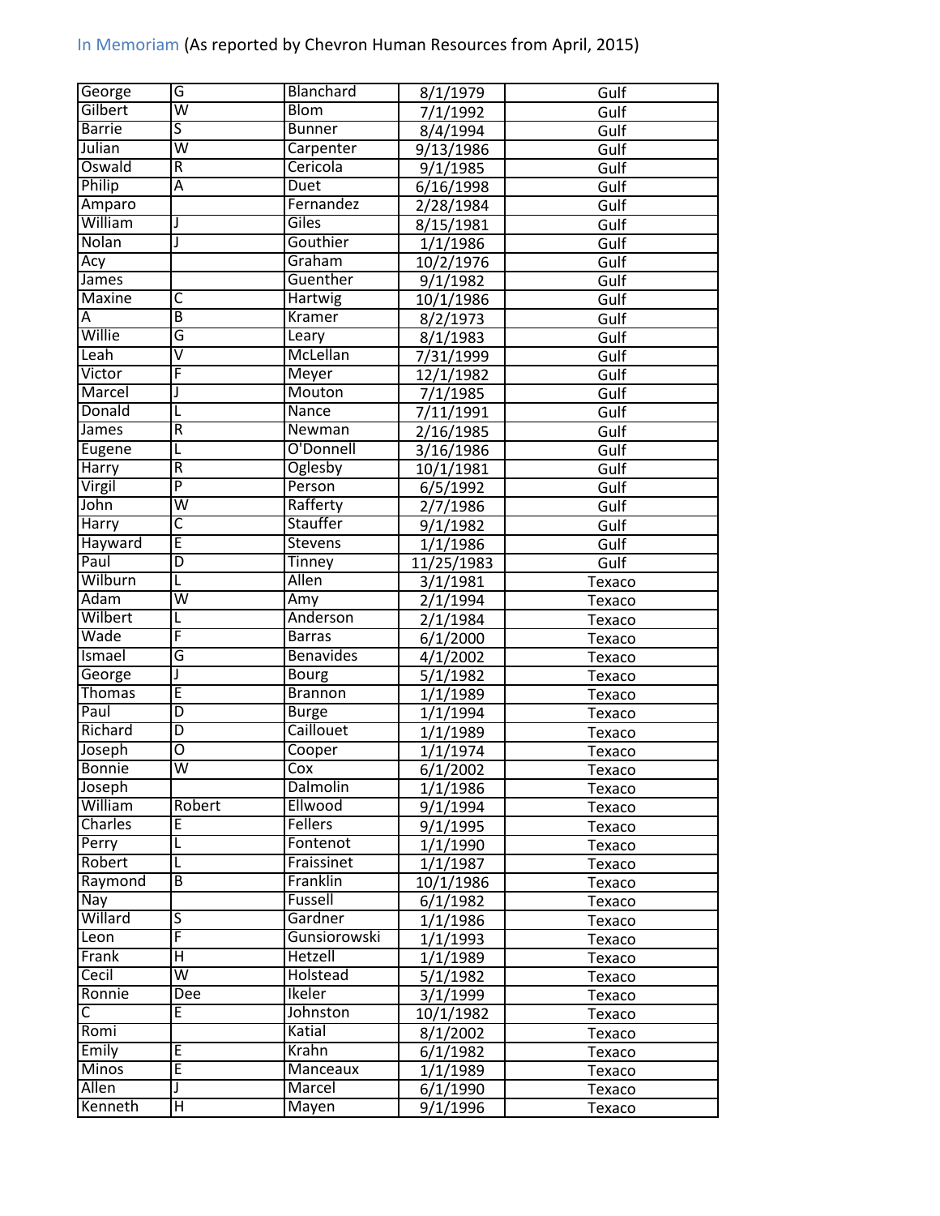In Memoriam (As reported by Chevron Human Resources from April, 2015)

| | | | | |
|---|---|---|---|---|
| George | G | Blanchard | 8/1/1979 | Gulf |
| Gilbert | W | Blom | 7/1/1992 | Gulf |
| Barrie | S | Bunner | 8/4/1994 | Gulf |
| Julian | W | Carpenter | 9/13/1986 | Gulf |
| Oswald | R | Cericola | 9/1/1985 | Gulf |
| Philip | A | Duet | 6/16/1998 | Gulf |
| Amparo | | Fernandez | 2/28/1984 | Gulf |
| William | J | Giles | 8/15/1981 | Gulf |
| Nolan | J | Gouthier | 1/1/1986 | Gulf |
| Acy | | Graham | 10/2/1976 | Gulf |
| James | | Guenther | 9/1/1982 | Gulf |
| Maxine | C | Hartwig | 10/1/1986 | Gulf |
| A | B | Kramer | 8/2/1973 | Gulf |
| Willie | G | Leary | 8/1/1983 | Gulf |
| Leah | V | McLellan | 7/31/1999 | Gulf |
| Victor | F | Meyer | 12/1/1982 | Gulf |
| Marcel | J | Mouton | 7/1/1985 | Gulf |
| Donald | L | Nance | 7/11/1991 | Gulf |
| James | R | Newman | 2/16/1985 | Gulf |
| Eugene | L | O'Donnell | 3/16/1986 | Gulf |
| Harry | R | Oglesby | 10/1/1981 | Gulf |
| Virgil | P | Person | 6/5/1992 | Gulf |
| John | W | Rafferty | 2/7/1986 | Gulf |
| Harry | C | Stauffer | 9/1/1982 | Gulf |
| Hayward | E | Stevens | 1/1/1986 | Gulf |
| Paul | D | Tinney | 11/25/1983 | Gulf |
| Wilburn | L | Allen | 3/1/1981 | Texaco |
| Adam | W | Amy | 2/1/1994 | Texaco |
| Wilbert | L | Anderson | 2/1/1984 | Texaco |
| Wade | F | Barras | 6/1/2000 | Texaco |
| Ismael | G | Benavides | 4/1/2002 | Texaco |
| George | J | Bourg | 5/1/1982 | Texaco |
| Thomas | E | Brannon | 1/1/1989 | Texaco |
| Paul | D | Burge | 1/1/1994 | Texaco |
| Richard | D | Caillouet | 1/1/1989 | Texaco |
| Joseph | O | Cooper | 1/1/1974 | Texaco |
| Bonnie | W | Cox | 6/1/2002 | Texaco |
| Joseph | | Dalmolin | 1/1/1986 | Texaco |
| William | Robert | Ellwood | 9/1/1994 | Texaco |
| Charles | E | Fellers | 9/1/1995 | Texaco |
| Perry | L | Fontenot | 1/1/1990 | Texaco |
| Robert | L | Fraissinet | 1/1/1987 | Texaco |
| Raymond | B | Franklin | 10/1/1986 | Texaco |
| Nay | | Fussell | 6/1/1982 | Texaco |
| Willard | S | Gardner | 1/1/1986 | Texaco |
| Leon | F | Gunsiorowski | 1/1/1993 | Texaco |
| Frank | H | Hetzell | 1/1/1989 | Texaco |
| Cecil | W | Holstead | 5/1/1982 | Texaco |
| Ronnie | Dee | Ikeler | 3/1/1999 | Texaco |
| C | E | Johnston | 10/1/1982 | Texaco |
| Romi | | Katial | 8/1/2002 | Texaco |
| Emily | E | Krahn | 6/1/1982 | Texaco |
| Minos | E | Manceaux | 1/1/1989 | Texaco |
| Allen | J | Marcel | 6/1/1990 | Texaco |
| Kenneth | H | Mayen | 9/1/1996 | Texaco |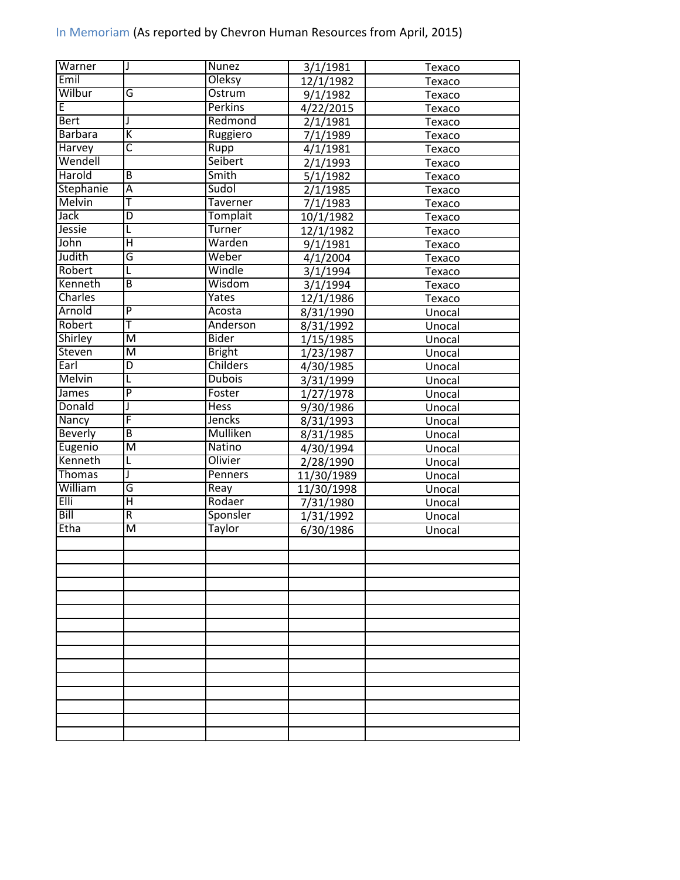In Memoriam (As reported by Chevron Human Resources from April, 2015)

| | | | | |
|---|---|---|---|---|
| Warner | J | Nunez | 3/1/1981 | Texaco |
| Emil | | Oleksy | 12/1/1982 | Texaco |
| Wilbur | G | Ostrum | 9/1/1982 | Texaco |
| E | | Perkins | 4/22/2015 | Texaco |
| Bert | J | Redmond | 2/1/1981 | Texaco |
| Barbara | K | Ruggiero | 7/1/1989 | Texaco |
| Harvey | C | Rupp | 4/1/1981 | Texaco |
| Wendell | | Seibert | 2/1/1993 | Texaco |
| Harold | B | Smith | 5/1/1982 | Texaco |
| Stephanie | A | Sudol | 2/1/1985 | Texaco |
| Melvin | T | Taverner | 7/1/1983 | Texaco |
| Jack | D | Tomplait | 10/1/1982 | Texaco |
| Jessie | L | Turner | 12/1/1982 | Texaco |
| John | H | Warden | 9/1/1981 | Texaco |
| Judith | G | Weber | 4/1/2004 | Texaco |
| Robert | L | Windle | 3/1/1994 | Texaco |
| Kenneth | B | Wisdom | 3/1/1994 | Texaco |
| Charles | | Yates | 12/1/1986 | Texaco |
| Arnold | P | Acosta | 8/31/1990 | Unocal |
| Robert | T | Anderson | 8/31/1992 | Unocal |
| Shirley | M | Bider | 1/15/1985 | Unocal |
| Steven | M | Bright | 1/23/1987 | Unocal |
| Earl | D | Childers | 4/30/1985 | Unocal |
| Melvin | L | Dubois | 3/31/1999 | Unocal |
| James | P | Foster | 1/27/1978 | Unocal |
| Donald | J | Hess | 9/30/1986 | Unocal |
| Nancy | F | Jencks | 8/31/1993 | Unocal |
| Beverly | B | Mulliken | 8/31/1985 | Unocal |
| Eugenio | M | Natino | 4/30/1994 | Unocal |
| Kenneth | L | Olivier | 2/28/1990 | Unocal |
| Thomas | J | Penners | 11/30/1989 | Unocal |
| William | G | Reay | 11/30/1998 | Unocal |
| Elli | H | Rodaer | 7/31/1980 | Unocal |
| Bill | R | Sponsler | 1/31/1992 | Unocal |
| Etha | M | Taylor | 6/30/1986 | Unocal |